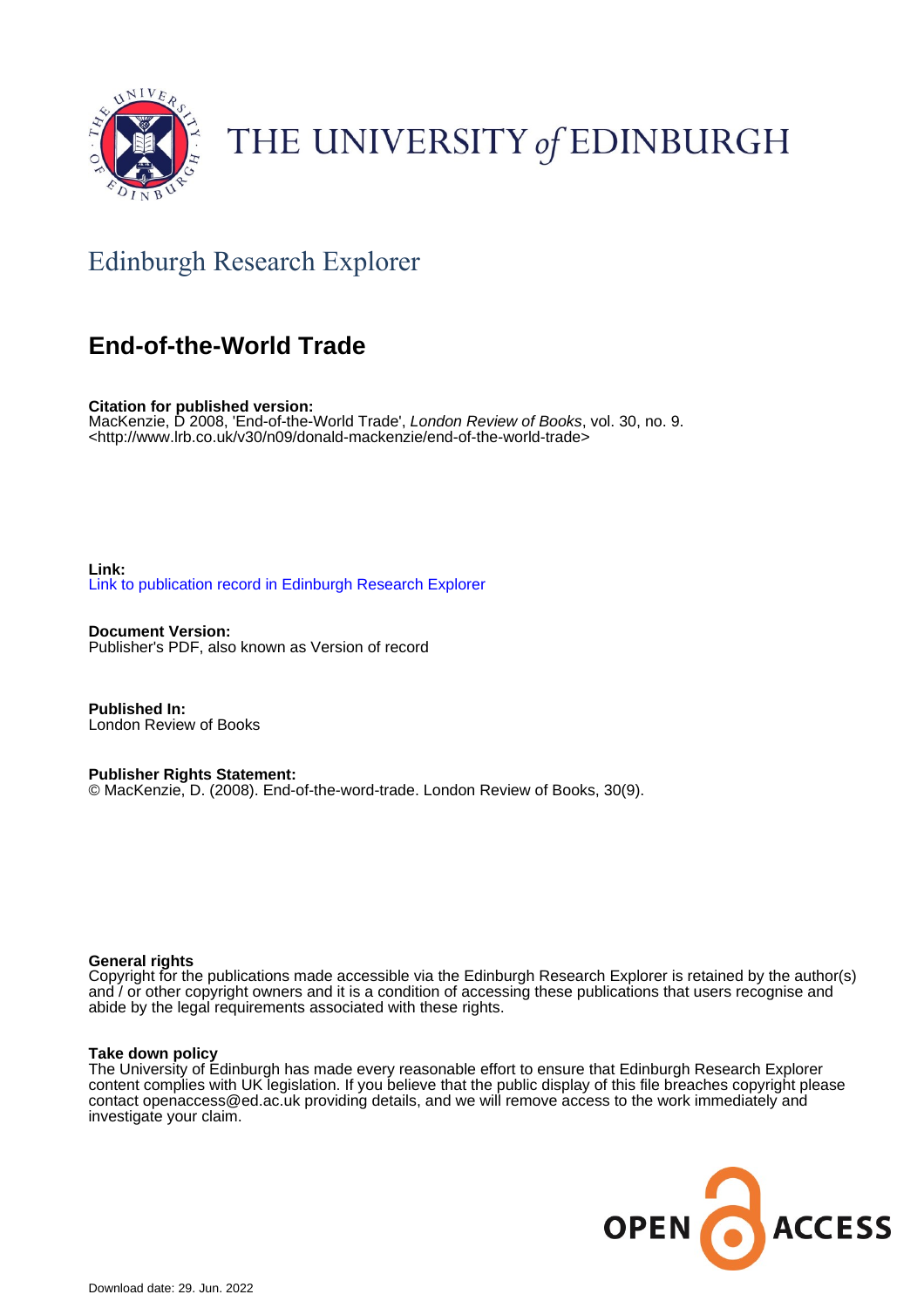THE UNIVERSITY *of* EDINBURGH

## Edinburgh Research Explorer

# End-of-the-World Trade

**Citation for published version:**
MacKenzie, D 2008, 'End-of-the-World Trade', *London Review of Books*, vol. 30, no. 9.
<http://www.lrb.co.uk/v30/n09/donald-mackenzie/end-of-the-world-trade>

**Link:**
Link to publication record in Edinburgh Research Explorer

**Document Version:**
Publisher's PDF, also known as Version of record

**Published In:**
London Review of Books

**Publisher Rights Statement:**
© MacKenzie, D. (2008). End-of-the-word-trade. London Review of Books, 30(9).

**General rights**
Copyright for the publications made accessible via the Edinburgh Research Explorer is retained by the author(s) and / or other copyright owners and it is a condition of accessing these publications that users recognise and abide by the legal requirements associated with these rights.

**Take down policy**
The University of Edinburgh has made every reasonable effort to ensure that Edinburgh Research Explorer content complies with UK legislation. If you believe that the public display of this file breaches copyright please contact openaccess@ed.ac.uk providing details, and we will remove access to the work immediately and investigate your claim.

OPEN ACCESS

Download date: 29. Jun. 2022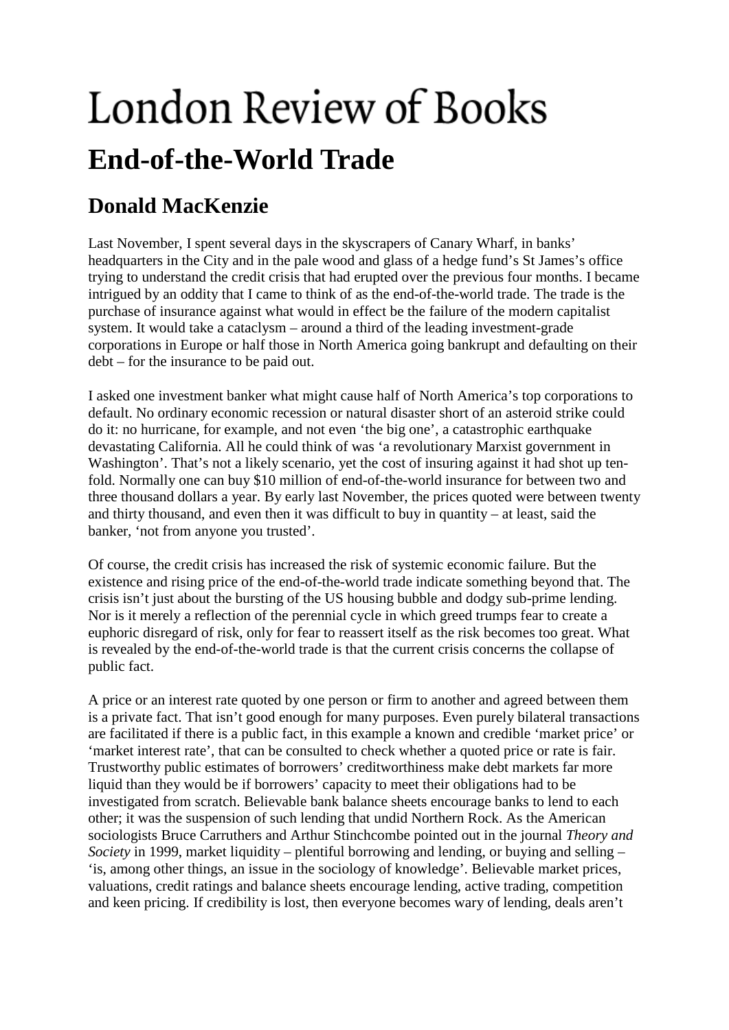# London Review of Books

# End-of-the-World Trade

## Donald MacKenzie

Last November, I spent several days in the skyscrapers of Canary Wharf, in banks' headquarters in the City and in the pale wood and glass of a hedge fund's St James's office trying to understand the credit crisis that had erupted over the previous four months. I became intrigued by an oddity that I came to think of as the end-of-the-world trade. The trade is the purchase of insurance against what would in effect be the failure of the modern capitalist system. It would take a cataclysm – around a third of the leading investment-grade corporations in Europe or half those in North America going bankrupt and defaulting on their debt – for the insurance to be paid out.

I asked one investment banker what might cause half of North America's top corporations to default. No ordinary economic recession or natural disaster short of an asteroid strike could do it: no hurricane, for example, and not even 'the big one', a catastrophic earthquake devastating California. All he could think of was 'a revolutionary Marxist government in Washington'. That's not a likely scenario, yet the cost of insuring against it had shot up ten-fold. Normally one can buy $10 million of end-of-the-world insurance for between two and three thousand dollars a year. By early last November, the prices quoted were between twenty and thirty thousand, and even then it was difficult to buy in quantity – at least, said the banker, 'not from anyone you trusted'.

Of course, the credit crisis has increased the risk of systemic economic failure. But the existence and rising price of the end-of-the-world trade indicate something beyond that. The crisis isn't just about the bursting of the US housing bubble and dodgy sub-prime lending. Nor is it merely a reflection of the perennial cycle in which greed trumps fear to create a euphoric disregard of risk, only for fear to reassert itself as the risk becomes too great. What is revealed by the end-of-the-world trade is that the current crisis concerns the collapse of public fact.

A price or an interest rate quoted by one person or firm to another and agreed between them is a private fact. That isn't good enough for many purposes. Even purely bilateral transactions are facilitated if there is a public fact, in this example a known and credible 'market price' or 'market interest rate', that can be consulted to check whether a quoted price or rate is fair. Trustworthy public estimates of borrowers' creditworthiness make debt markets far more liquid than they would be if borrowers' capacity to meet their obligations had to be investigated from scratch. Believable bank balance sheets encourage banks to lend to each other; it was the suspension of such lending that undid Northern Rock. As the American sociologists Bruce Carruthers and Arthur Stinchcombe pointed out in the journal *Theory and Society* in 1999, market liquidity – plentiful borrowing and lending, or buying and selling – 'is, among other things, an issue in the sociology of knowledge'. Believable market prices, valuations, credit ratings and balance sheets encourage lending, active trading, competition and keen pricing. If credibility is lost, then everyone becomes wary of lending, deals aren't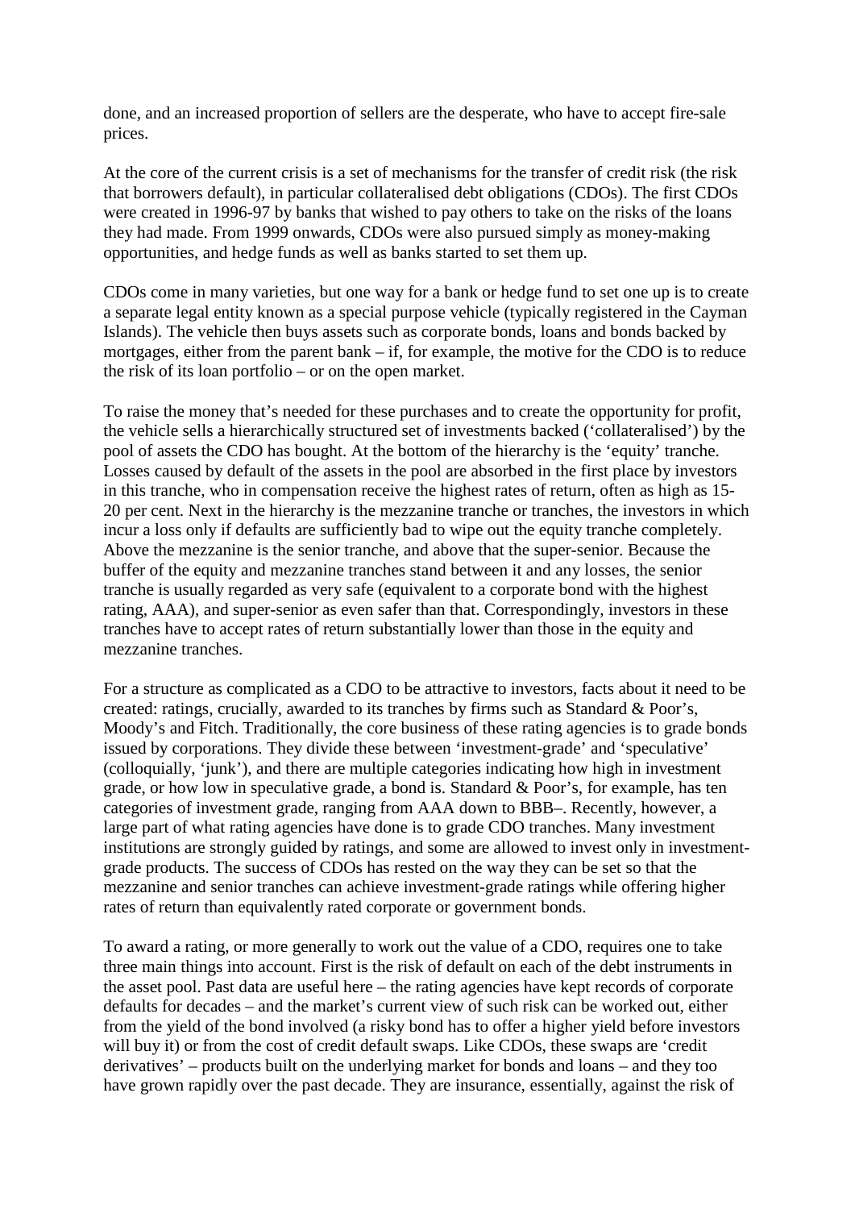done, and an increased proportion of sellers are the desperate, who have to accept fire-sale prices.

At the core of the current crisis is a set of mechanisms for the transfer of credit risk (the risk that borrowers default), in particular collateralised debt obligations (CDOs). The first CDOs were created in 1996-97 by banks that wished to pay others to take on the risks of the loans they had made. From 1999 onwards, CDOs were also pursued simply as money-making opportunities, and hedge funds as well as banks started to set them up.

CDOs come in many varieties, but one way for a bank or hedge fund to set one up is to create a separate legal entity known as a special purpose vehicle (typically registered in the Cayman Islands). The vehicle then buys assets such as corporate bonds, loans and bonds backed by mortgages, either from the parent bank – if, for example, the motive for the CDO is to reduce the risk of its loan portfolio – or on the open market.

To raise the money that's needed for these purchases and to create the opportunity for profit, the vehicle sells a hierarchically structured set of investments backed ('collateralised') by the pool of assets the CDO has bought. At the bottom of the hierarchy is the 'equity' tranche. Losses caused by default of the assets in the pool are absorbed in the first place by investors in this tranche, who in compensation receive the highest rates of return, often as high as 15-20 per cent. Next in the hierarchy is the mezzanine tranche or tranches, the investors in which incur a loss only if defaults are sufficiently bad to wipe out the equity tranche completely. Above the mezzanine is the senior tranche, and above that the super-senior. Because the buffer of the equity and mezzanine tranches stand between it and any losses, the senior tranche is usually regarded as very safe (equivalent to a corporate bond with the highest rating, AAA), and super-senior as even safer than that. Correspondingly, investors in these tranches have to accept rates of return substantially lower than those in the equity and mezzanine tranches.

For a structure as complicated as a CDO to be attractive to investors, facts about it need to be created: ratings, crucially, awarded to its tranches by firms such as Standard & Poor's, Moody's and Fitch. Traditionally, the core business of these rating agencies is to grade bonds issued by corporations. They divide these between 'investment-grade' and 'speculative' (colloquially, 'junk'), and there are multiple categories indicating how high in investment grade, or how low in speculative grade, a bond is. Standard & Poor's, for example, has ten categories of investment grade, ranging from AAA down to BBB–. Recently, however, a large part of what rating agencies have done is to grade CDO tranches. Many investment institutions are strongly guided by ratings, and some are allowed to invest only in investment-grade products. The success of CDOs has rested on the way they can be set so that the mezzanine and senior tranches can achieve investment-grade ratings while offering higher rates of return than equivalently rated corporate or government bonds.

To award a rating, or more generally to work out the value of a CDO, requires one to take three main things into account. First is the risk of default on each of the debt instruments in the asset pool. Past data are useful here – the rating agencies have kept records of corporate defaults for decades – and the market's current view of such risk can be worked out, either from the yield of the bond involved (a risky bond has to offer a higher yield before investors will buy it) or from the cost of credit default swaps. Like CDOs, these swaps are 'credit derivatives' – products built on the underlying market for bonds and loans – and they too have grown rapidly over the past decade. They are insurance, essentially, against the risk of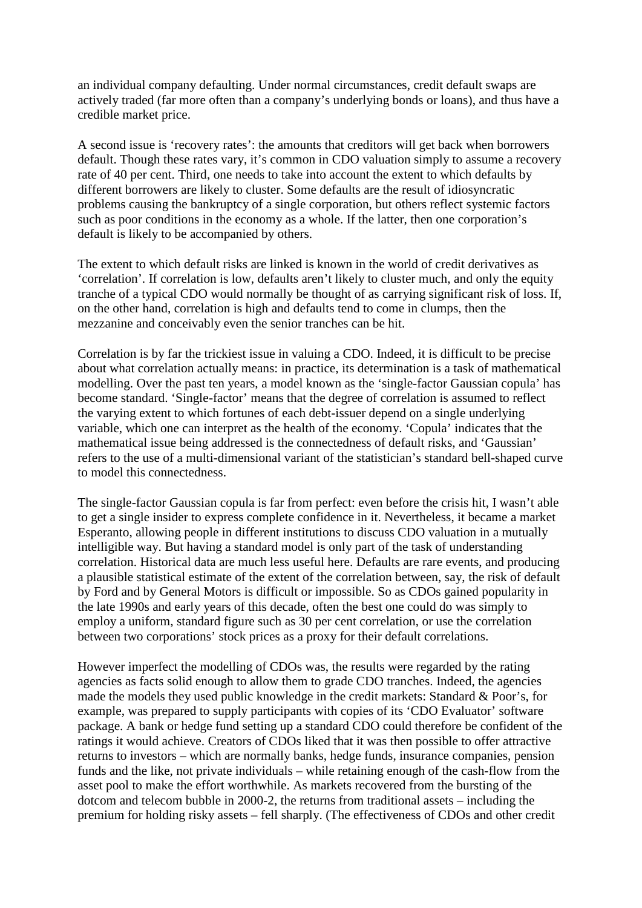an individual company defaulting. Under normal circumstances, credit default swaps are actively traded (far more often than a company's underlying bonds or loans), and thus have a credible market price.

A second issue is 'recovery rates': the amounts that creditors will get back when borrowers default. Though these rates vary, it's common in CDO valuation simply to assume a recovery rate of 40 per cent. Third, one needs to take into account the extent to which defaults by different borrowers are likely to cluster. Some defaults are the result of idiosyncratic problems causing the bankruptcy of a single corporation, but others reflect systemic factors such as poor conditions in the economy as a whole. If the latter, then one corporation's default is likely to be accompanied by others.

The extent to which default risks are linked is known in the world of credit derivatives as 'correlation'. If correlation is low, defaults aren't likely to cluster much, and only the equity tranche of a typical CDO would normally be thought of as carrying significant risk of loss. If, on the other hand, correlation is high and defaults tend to come in clumps, then the mezzanine and conceivably even the senior tranches can be hit.

Correlation is by far the trickiest issue in valuing a CDO. Indeed, it is difficult to be precise about what correlation actually means: in practice, its determination is a task of mathematical modelling. Over the past ten years, a model known as the 'single-factor Gaussian copula' has become standard. 'Single-factor' means that the degree of correlation is assumed to reflect the varying extent to which fortunes of each debt-issuer depend on a single underlying variable, which one can interpret as the health of the economy. 'Copula' indicates that the mathematical issue being addressed is the connectedness of default risks, and 'Gaussian' refers to the use of a multi-dimensional variant of the statistician's standard bell-shaped curve to model this connectedness.

The single-factor Gaussian copula is far from perfect: even before the crisis hit, I wasn't able to get a single insider to express complete confidence in it. Nevertheless, it became a market Esperanto, allowing people in different institutions to discuss CDO valuation in a mutually intelligible way. But having a standard model is only part of the task of understanding correlation. Historical data are much less useful here. Defaults are rare events, and producing a plausible statistical estimate of the extent of the correlation between, say, the risk of default by Ford and by General Motors is difficult or impossible. So as CDOs gained popularity in the late 1990s and early years of this decade, often the best one could do was simply to employ a uniform, standard figure such as 30 per cent correlation, or use the correlation between two corporations' stock prices as a proxy for their default correlations.

However imperfect the modelling of CDOs was, the results were regarded by the rating agencies as facts solid enough to allow them to grade CDO tranches. Indeed, the agencies made the models they used public knowledge in the credit markets: Standard & Poor's, for example, was prepared to supply participants with copies of its 'CDO Evaluator' software package. A bank or hedge fund setting up a standard CDO could therefore be confident of the ratings it would achieve. Creators of CDOs liked that it was then possible to offer attractive returns to investors – which are normally banks, hedge funds, insurance companies, pension funds and the like, not private individuals – while retaining enough of the cash-flow from the asset pool to make the effort worthwhile. As markets recovered from the bursting of the dotcom and telecom bubble in 2000-2, the returns from traditional assets – including the premium for holding risky assets – fell sharply. (The effectiveness of CDOs and other credit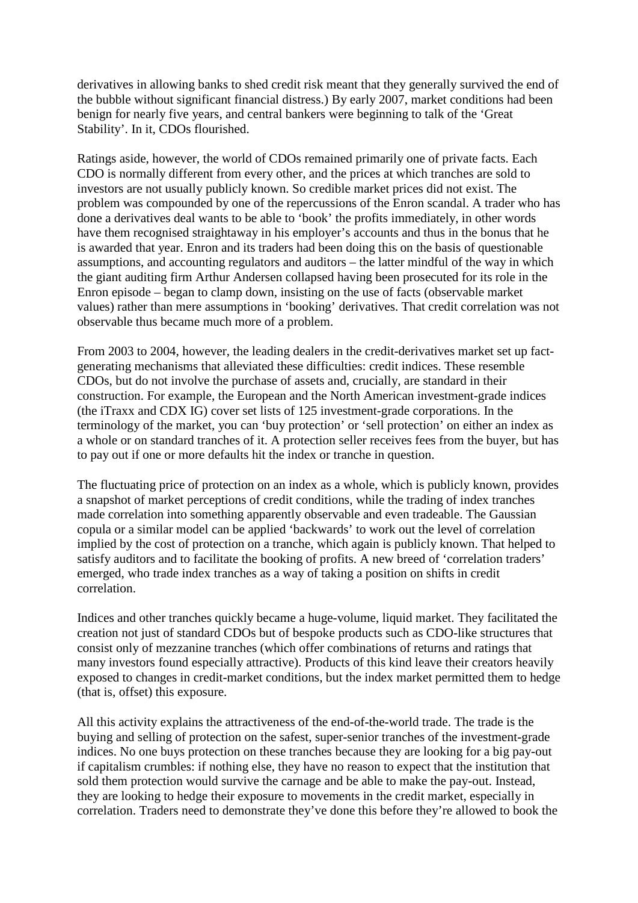derivatives in allowing banks to shed credit risk meant that they generally survived the end of the bubble without significant financial distress.) By early 2007, market conditions had been benign for nearly five years, and central bankers were beginning to talk of the 'Great Stability'. In it, CDOs flourished.

Ratings aside, however, the world of CDOs remained primarily one of private facts. Each CDO is normally different from every other, and the prices at which tranches are sold to investors are not usually publicly known. So credible market prices did not exist. The problem was compounded by one of the repercussions of the Enron scandal. A trader who has done a derivatives deal wants to be able to 'book' the profits immediately, in other words have them recognised straightaway in his employer's accounts and thus in the bonus that he is awarded that year. Enron and its traders had been doing this on the basis of questionable assumptions, and accounting regulators and auditors – the latter mindful of the way in which the giant auditing firm Arthur Andersen collapsed having been prosecuted for its role in the Enron episode – began to clamp down, insisting on the use of facts (observable market values) rather than mere assumptions in 'booking' derivatives. That credit correlation was not observable thus became much more of a problem.

From 2003 to 2004, however, the leading dealers in the credit-derivatives market set up fact-generating mechanisms that alleviated these difficulties: credit indices. These resemble CDOs, but do not involve the purchase of assets and, crucially, are standard in their construction. For example, the European and the North American investment-grade indices (the iTraxx and CDX IG) cover set lists of 125 investment-grade corporations. In the terminology of the market, you can 'buy protection' or 'sell protection' on either an index as a whole or on standard tranches of it. A protection seller receives fees from the buyer, but has to pay out if one or more defaults hit the index or tranche in question.

The fluctuating price of protection on an index as a whole, which is publicly known, provides a snapshot of market perceptions of credit conditions, while the trading of index tranches made correlation into something apparently observable and even tradeable. The Gaussian copula or a similar model can be applied 'backwards' to work out the level of correlation implied by the cost of protection on a tranche, which again is publicly known. That helped to satisfy auditors and to facilitate the booking of profits. A new breed of 'correlation traders' emerged, who trade index tranches as a way of taking a position on shifts in credit correlation.

Indices and other tranches quickly became a huge-volume, liquid market. They facilitated the creation not just of standard CDOs but of bespoke products such as CDO-like structures that consist only of mezzanine tranches (which offer combinations of returns and ratings that many investors found especially attractive). Products of this kind leave their creators heavily exposed to changes in credit-market conditions, but the index market permitted them to hedge (that is, offset) this exposure.

All this activity explains the attractiveness of the end-of-the-world trade. The trade is the buying and selling of protection on the safest, super-senior tranches of the investment-grade indices. No one buys protection on these tranches because they are looking for a big pay-out if capitalism crumbles: if nothing else, they have no reason to expect that the institution that sold them protection would survive the carnage and be able to make the pay-out. Instead, they are looking to hedge their exposure to movements in the credit market, especially in correlation. Traders need to demonstrate they've done this before they're allowed to book the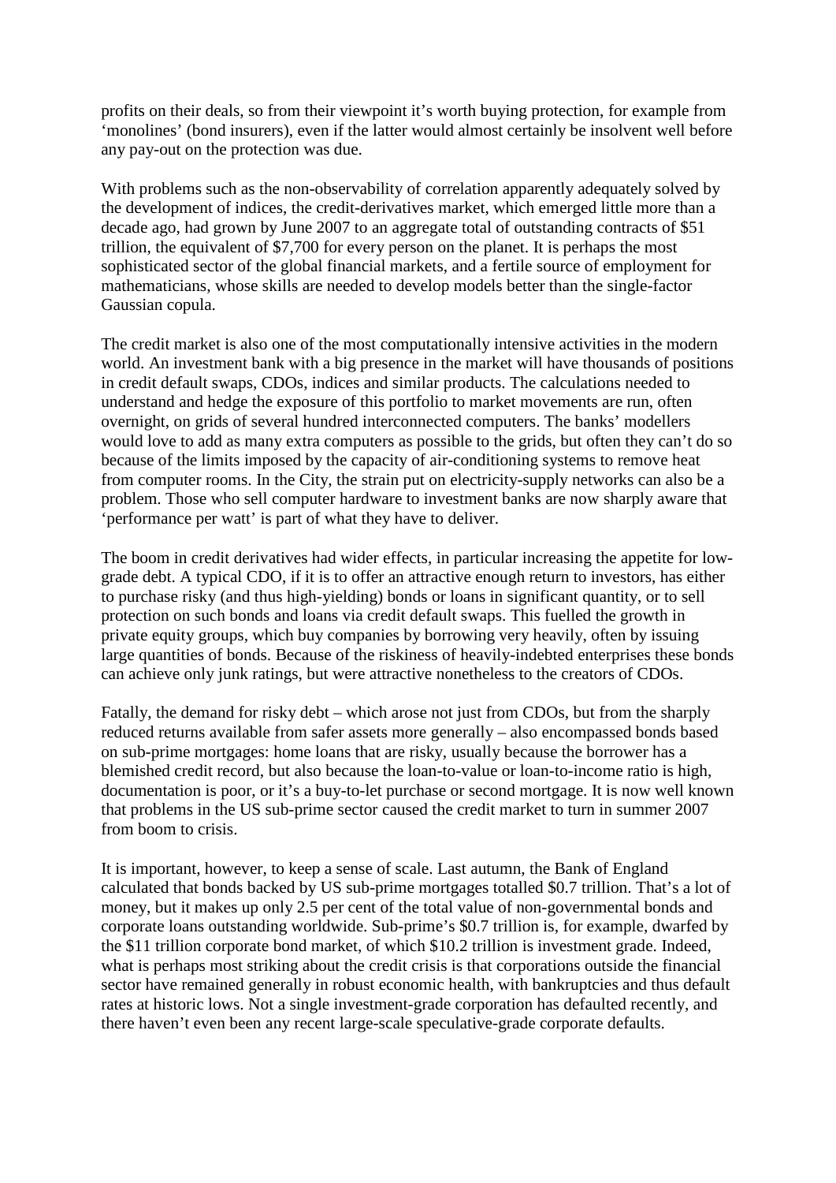profits on their deals, so from their viewpoint it's worth buying protection, for example from 'monolines' (bond insurers), even if the latter would almost certainly be insolvent well before any pay-out on the protection was due.

With problems such as the non-observability of correlation apparently adequately solved by the development of indices, the credit-derivatives market, which emerged little more than a decade ago, had grown by June 2007 to an aggregate total of outstanding contracts of $51 trillion, the equivalent of $7,700 for every person on the planet. It is perhaps the most sophisticated sector of the global financial markets, and a fertile source of employment for mathematicians, whose skills are needed to develop models better than the single-factor Gaussian copula.

The credit market is also one of the most computationally intensive activities in the modern world. An investment bank with a big presence in the market will have thousands of positions in credit default swaps, CDOs, indices and similar products. The calculations needed to understand and hedge the exposure of this portfolio to market movements are run, often overnight, on grids of several hundred interconnected computers. The banks' modellers would love to add as many extra computers as possible to the grids, but often they can't do so because of the limits imposed by the capacity of air-conditioning systems to remove heat from computer rooms. In the City, the strain put on electricity-supply networks can also be a problem. Those who sell computer hardware to investment banks are now sharply aware that 'performance per watt' is part of what they have to deliver.

The boom in credit derivatives had wider effects, in particular increasing the appetite for low-grade debt. A typical CDO, if it is to offer an attractive enough return to investors, has either to purchase risky (and thus high-yielding) bonds or loans in significant quantity, or to sell protection on such bonds and loans via credit default swaps. This fuelled the growth in private equity groups, which buy companies by borrowing very heavily, often by issuing large quantities of bonds. Because of the riskiness of heavily-indebted enterprises these bonds can achieve only junk ratings, but were attractive nonetheless to the creators of CDOs.

Fatally, the demand for risky debt – which arose not just from CDOs, but from the sharply reduced returns available from safer assets more generally – also encompassed bonds based on sub-prime mortgages: home loans that are risky, usually because the borrower has a blemished credit record, but also because the loan-to-value or loan-to-income ratio is high, documentation is poor, or it's a buy-to-let purchase or second mortgage. It is now well known that problems in the US sub-prime sector caused the credit market to turn in summer 2007 from boom to crisis.

It is important, however, to keep a sense of scale. Last autumn, the Bank of England calculated that bonds backed by US sub-prime mortgages totalled $0.7 trillion. That's a lot of money, but it makes up only 2.5 per cent of the total value of non-governmental bonds and corporate loans outstanding worldwide. Sub-prime's $0.7 trillion is, for example, dwarfed by the $11 trillion corporate bond market, of which $10.2 trillion is investment grade. Indeed, what is perhaps most striking about the credit crisis is that corporations outside the financial sector have remained generally in robust economic health, with bankruptcies and thus default rates at historic lows. Not a single investment-grade corporation has defaulted recently, and there haven't even been any recent large-scale speculative-grade corporate defaults.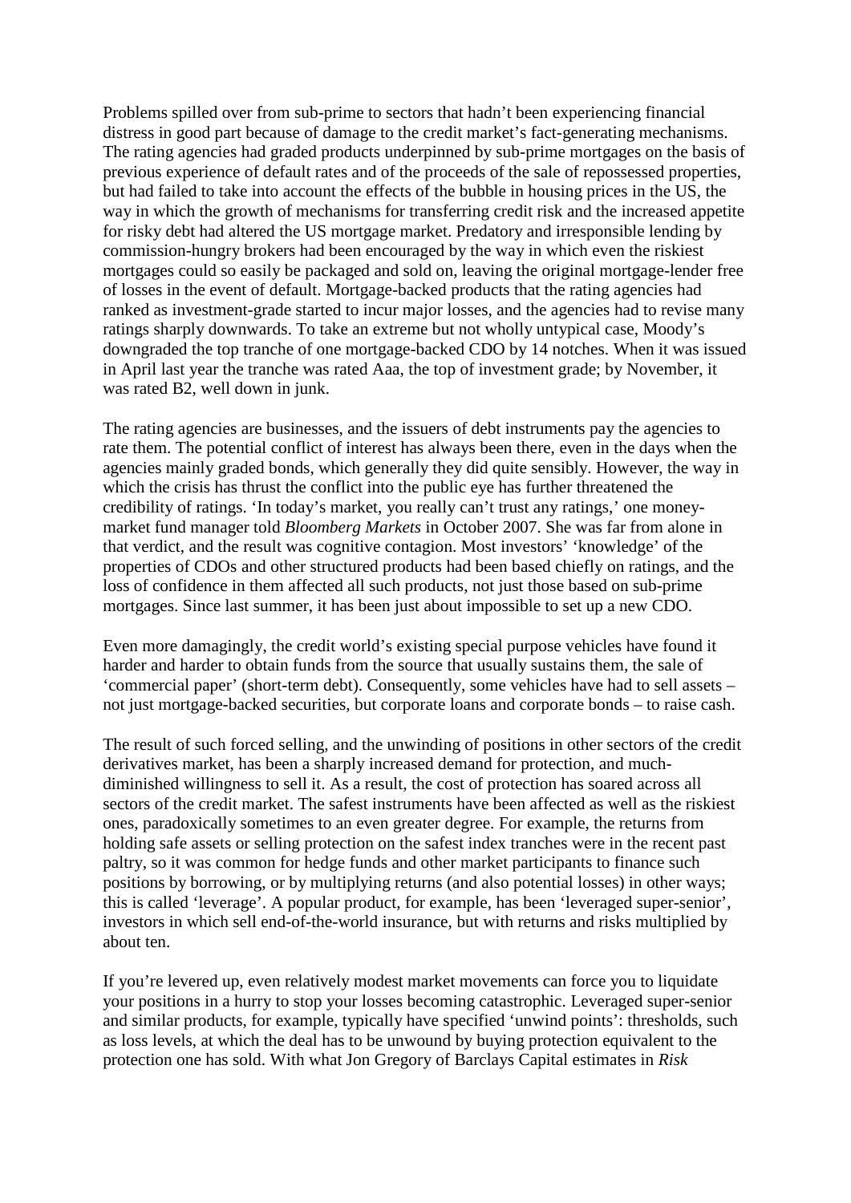Problems spilled over from sub-prime to sectors that hadn't been experiencing financial distress in good part because of damage to the credit market's fact-generating mechanisms. The rating agencies had graded products underpinned by sub-prime mortgages on the basis of previous experience of default rates and of the proceeds of the sale of repossessed properties, but had failed to take into account the effects of the bubble in housing prices in the US, the way in which the growth of mechanisms for transferring credit risk and the increased appetite for risky debt had altered the US mortgage market. Predatory and irresponsible lending by commission-hungry brokers had been encouraged by the way in which even the riskiest mortgages could so easily be packaged and sold on, leaving the original mortgage-lender free of losses in the event of default. Mortgage-backed products that the rating agencies had ranked as investment-grade started to incur major losses, and the agencies had to revise many ratings sharply downwards. To take an extreme but not wholly untypical case, Moody's downgraded the top tranche of one mortgage-backed CDO by 14 notches. When it was issued in April last year the tranche was rated Aaa, the top of investment grade; by November, it was rated B2, well down in junk.

The rating agencies are businesses, and the issuers of debt instruments pay the agencies to rate them. The potential conflict of interest has always been there, even in the days when the agencies mainly graded bonds, which generally they did quite sensibly. However, the way in which the crisis has thrust the conflict into the public eye has further threatened the credibility of ratings. 'In today's market, you really can't trust any ratings,' one money-market fund manager told *Bloomberg Markets* in October 2007. She was far from alone in that verdict, and the result was cognitive contagion. Most investors' 'knowledge' of the properties of CDOs and other structured products had been based chiefly on ratings, and the loss of confidence in them affected all such products, not just those based on sub-prime mortgages. Since last summer, it has been just about impossible to set up a new CDO.

Even more damagingly, the credit world's existing special purpose vehicles have found it harder and harder to obtain funds from the source that usually sustains them, the sale of 'commercial paper' (short-term debt). Consequently, some vehicles have had to sell assets – not just mortgage-backed securities, but corporate loans and corporate bonds – to raise cash.

The result of such forced selling, and the unwinding of positions in other sectors of the credit derivatives market, has been a sharply increased demand for protection, and much-diminished willingness to sell it. As a result, the cost of protection has soared across all sectors of the credit market. The safest instruments have been affected as well as the riskiest ones, paradoxically sometimes to an even greater degree. For example, the returns from holding safe assets or selling protection on the safest index tranches were in the recent past paltry, so it was common for hedge funds and other market participants to finance such positions by borrowing, or by multiplying returns (and also potential losses) in other ways; this is called 'leverage'. A popular product, for example, has been 'leveraged super-senior', investors in which sell end-of-the-world insurance, but with returns and risks multiplied by about ten.

If you're levered up, even relatively modest market movements can force you to liquidate your positions in a hurry to stop your losses becoming catastrophic. Leveraged super-senior and similar products, for example, typically have specified 'unwind points': thresholds, such as loss levels, at which the deal has to be unwound by buying protection equivalent to the protection one has sold. With what Jon Gregory of Barclays Capital estimates in *Risk*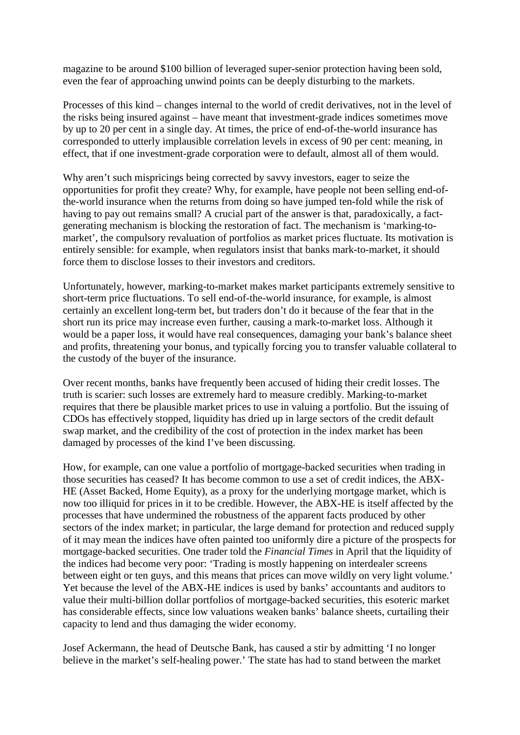magazine to be around $100 billion of leveraged super-senior protection having been sold, even the fear of approaching unwind points can be deeply disturbing to the markets.

Processes of this kind – changes internal to the world of credit derivatives, not in the level of the risks being insured against – have meant that investment-grade indices sometimes move by up to 20 per cent in a single day. At times, the price of end-of-the-world insurance has corresponded to utterly implausible correlation levels in excess of 90 per cent: meaning, in effect, that if one investment-grade corporation were to default, almost all of them would.

Why aren't such mispricings being corrected by savvy investors, eager to seize the opportunities for profit they create? Why, for example, have people not been selling end-of-the-world insurance when the returns from doing so have jumped ten-fold while the risk of having to pay out remains small? A crucial part of the answer is that, paradoxically, a fact-generating mechanism is blocking the restoration of fact. The mechanism is 'marking-to-market', the compulsory revaluation of portfolios as market prices fluctuate. Its motivation is entirely sensible: for example, when regulators insist that banks mark-to-market, it should force them to disclose losses to their investors and creditors.

Unfortunately, however, marking-to-market makes market participants extremely sensitive to short-term price fluctuations. To sell end-of-the-world insurance, for example, is almost certainly an excellent long-term bet, but traders don't do it because of the fear that in the short run its price may increase even further, causing a mark-to-market loss. Although it would be a paper loss, it would have real consequences, damaging your bank's balance sheet and profits, threatening your bonus, and typically forcing you to transfer valuable collateral to the custody of the buyer of the insurance.

Over recent months, banks have frequently been accused of hiding their credit losses. The truth is scarier: such losses are extremely hard to measure credibly. Marking-to-market requires that there be plausible market prices to use in valuing a portfolio. But the issuing of CDOs has effectively stopped, liquidity has dried up in large sectors of the credit default swap market, and the credibility of the cost of protection in the index market has been damaged by processes of the kind I've been discussing.

How, for example, can one value a portfolio of mortgage-backed securities when trading in those securities has ceased? It has become common to use a set of credit indices, the ABX-HE (Asset Backed, Home Equity), as a proxy for the underlying mortgage market, which is now too illiquid for prices in it to be credible. However, the ABX-HE is itself affected by the processes that have undermined the robustness of the apparent facts produced by other sectors of the index market; in particular, the large demand for protection and reduced supply of it may mean the indices have often painted too uniformly dire a picture of the prospects for mortgage-backed securities. One trader told the *Financial Times* in April that the liquidity of the indices had become very poor: 'Trading is mostly happening on interdealer screens between eight or ten guys, and this means that prices can move wildly on very light volume.' Yet because the level of the ABX-HE indices is used by banks' accountants and auditors to value their multi-billion dollar portfolios of mortgage-backed securities, this esoteric market has considerable effects, since low valuations weaken banks' balance sheets, curtailing their capacity to lend and thus damaging the wider economy.

Josef Ackermann, the head of Deutsche Bank, has caused a stir by admitting 'I no longer believe in the market's self-healing power.' The state has had to stand between the market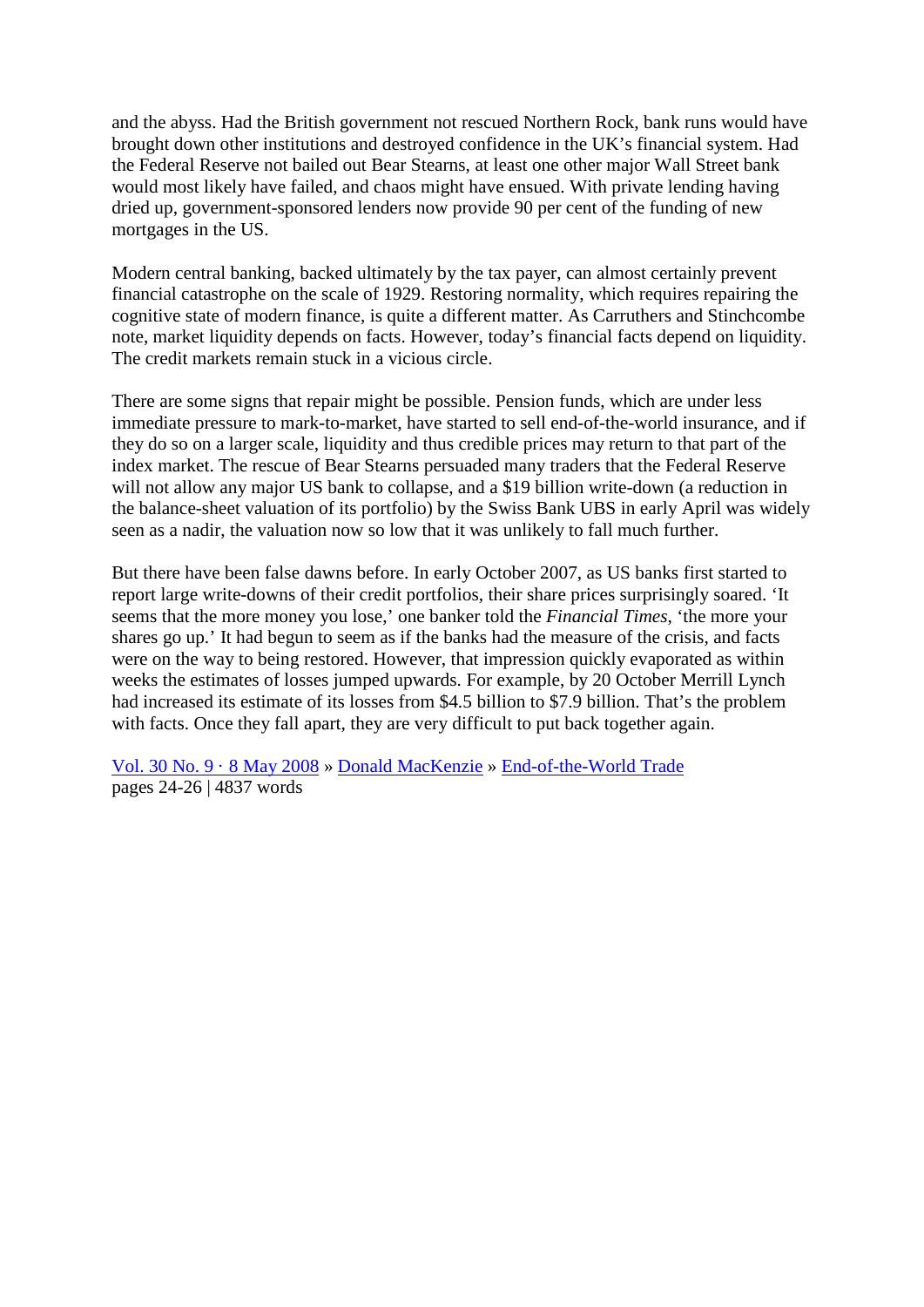and the abyss. Had the British government not rescued Northern Rock, bank runs would have brought down other institutions and destroyed confidence in the UK's financial system. Had the Federal Reserve not bailed out Bear Stearns, at least one other major Wall Street bank would most likely have failed, and chaos might have ensued. With private lending having dried up, government-sponsored lenders now provide 90 per cent of the funding of new mortgages in the US.

Modern central banking, backed ultimately by the tax payer, can almost certainly prevent financial catastrophe on the scale of 1929. Restoring normality, which requires repairing the cognitive state of modern finance, is quite a different matter. As Carruthers and Stinchcombe note, market liquidity depends on facts. However, today's financial facts depend on liquidity. The credit markets remain stuck in a vicious circle.

There are some signs that repair might be possible. Pension funds, which are under less immediate pressure to mark-to-market, have started to sell end-of-the-world insurance, and if they do so on a larger scale, liquidity and thus credible prices may return to that part of the index market. The rescue of Bear Stearns persuaded many traders that the Federal Reserve will not allow any major US bank to collapse, and a $19 billion write-down (a reduction in the balance-sheet valuation of its portfolio) by the Swiss Bank UBS in early April was widely seen as a nadir, the valuation now so low that it was unlikely to fall much further.

But there have been false dawns before. In early October 2007, as US banks first started to report large write-downs of their credit portfolios, their share prices surprisingly soared. 'It seems that the more money you lose,' one banker told the *Financial Times*, 'the more your shares go up.' It had begun to seem as if the banks had the measure of the crisis, and facts were on the way to being restored. However, that impression quickly evaporated as within weeks the estimates of losses jumped upwards. For example, by 20 October Merrill Lynch had increased its estimate of its losses from $4.5 billion to $7.9 billion. That's the problem with facts. Once they fall apart, they are very difficult to put back together again.

Vol. 30 No. 9 · 8 May 2008 » Donald MacKenzie » End-of-the-World Trade
pages 24-26 | 4837 words